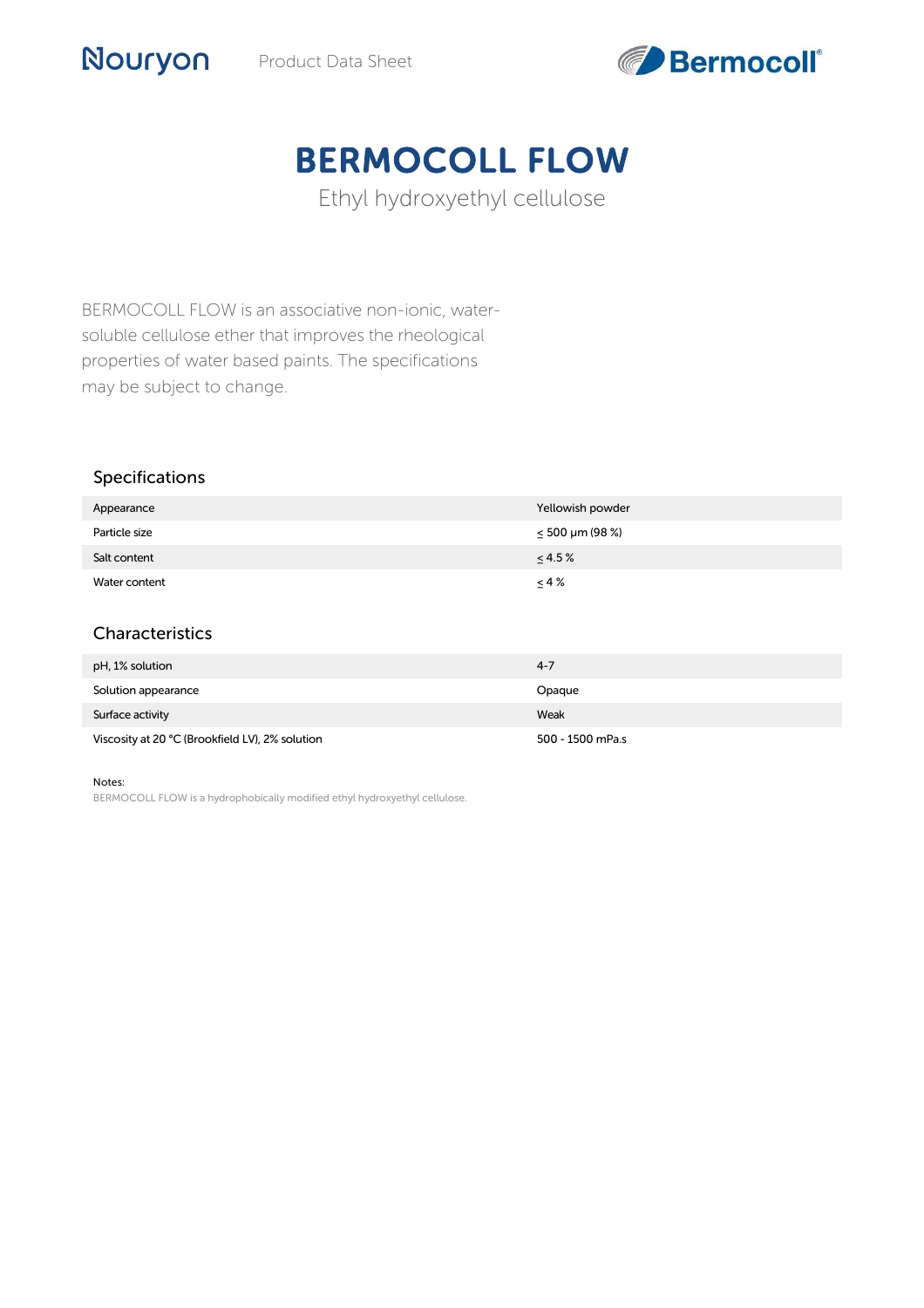Nouryon Product Data Sheet Bermocoll®

# BERMOCOLL FLOW

Ethyl hydroxyethyl cellulose

BERMOCOLL FLOW is an associative non-ionic, water-soluble cellulose ether that improves the rheological properties of water based paints. The specifications may be subject to change.

## Specifications

| | |
|---|---|
| Appearance | Yellowish powder |
| Particle size | ≤ 500 µm (98 %) |
| Salt content | ≤ 4.5 % |
| Water content | ≤ 4 % |

## Characteristics

| | |
|---|---|
| pH, 1% solution | 4-7 |
| Solution appearance | Opaque |
| Surface activity | Weak |
| Viscosity at 20 °C (Brookfield LV), 2% solution | 500 - 1500 mPa.s |

Notes:

BERMOCOLL FLOW is a hydrophobically modified ethyl hydroxyethyl cellulose.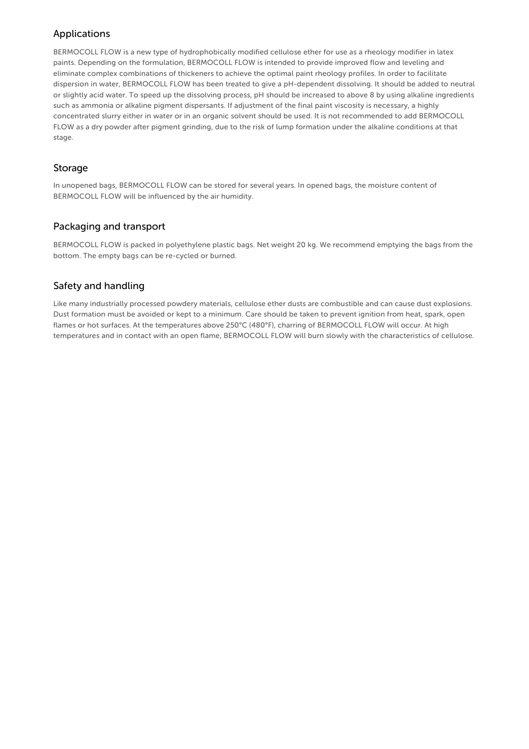## Applications

BERMOCOLL FLOW is a new type of hydrophobically modified cellulose ether for use as a rheology modifier in latex paints. Depending on the formulation, BERMOCOLL FLOW is intended to provide improved flow and leveling and eliminate complex combinations of thickeners to achieve the optimal paint rheology profiles. In order to facilitate dispersion in water, BERMOCOLL FLOW has been treated to give a pH-dependent dissolving. It should be added to neutral or slightly acid water. To speed up the dissolving process, pH should be increased to above 8 by using alkaline ingredients such as ammonia or alkaline pigment dispersants. If adjustment of the final paint viscosity is necessary, a highly concentrated slurry either in water or in an organic solvent should be used. It is not recommended to add BERMOCOLL FLOW as a dry powder after pigment grinding, due to the risk of lump formation under the alkaline conditions at that stage.

## Storage

In unopened bags, BERMOCOLL FLOW can be stored for several years. In opened bags, the moisture content of BERMOCOLL FLOW will be influenced by the air humidity.

## Packaging and transport

BERMOCOLL FLOW is packed in polyethylene plastic bags. Net weight 20 kg. We recommend emptying the bags from the bottom. The empty bags can be re-cycled or burned.

## Safety and handling

Like many industrially processed powdery materials, cellulose ether dusts are combustible and can cause dust explosions. Dust formation must be avoided or kept to a minimum. Care should be taken to prevent ignition from heat, spark, open flames or hot surfaces. At the temperatures above 250°C (480°F), charring of BERMOCOLL FLOW will occur. At high temperatures and in contact with an open flame, BERMOCOLL FLOW will burn slowly with the characteristics of cellulose.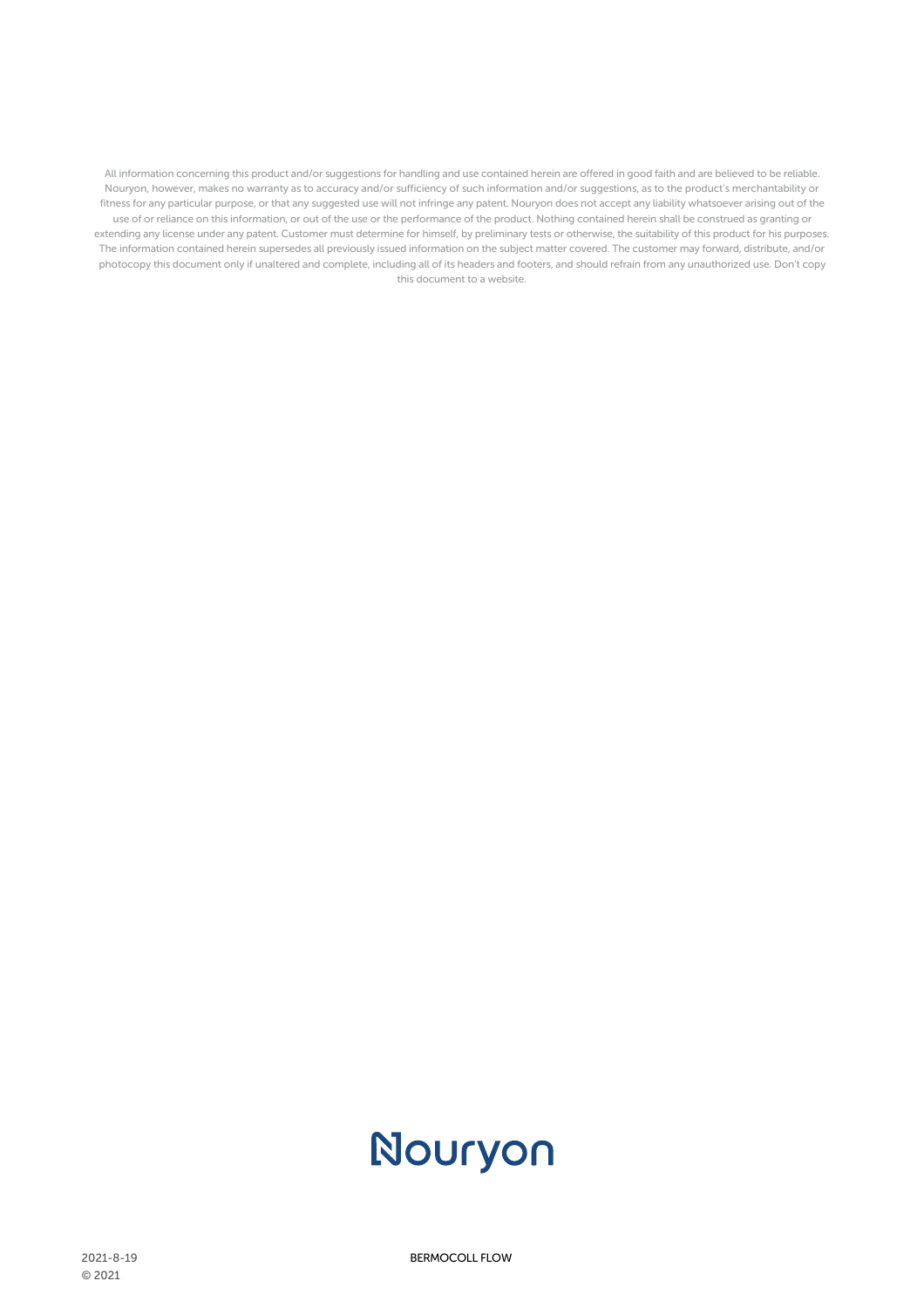All information concerning this product and/or suggestions for handling and use contained herein are offered in good faith and are believed to be reliable. Nouryon, however, makes no warranty as to accuracy and/or sufficiency of such information and/or suggestions, as to the product's merchantability or fitness for any particular purpose, or that any suggested use will not infringe any patent. Nouryon does not accept any liability whatsoever arising out of the use of or reliance on this information, or out of the use or the performance of the product. Nothing contained herein shall be construed as granting or extending any license under any patent. Customer must determine for himself, by preliminary tests or otherwise, the suitability of this product for his purposes. The information contained herein supersedes all previously issued information on the subject matter covered. The customer may forward, distribute, and/or photocopy this document only if unaltered and complete, including all of its headers and footers, and should refrain from any unauthorized use. Don't copy this document to a website.

Nouryon

2021-8-19
© 2021